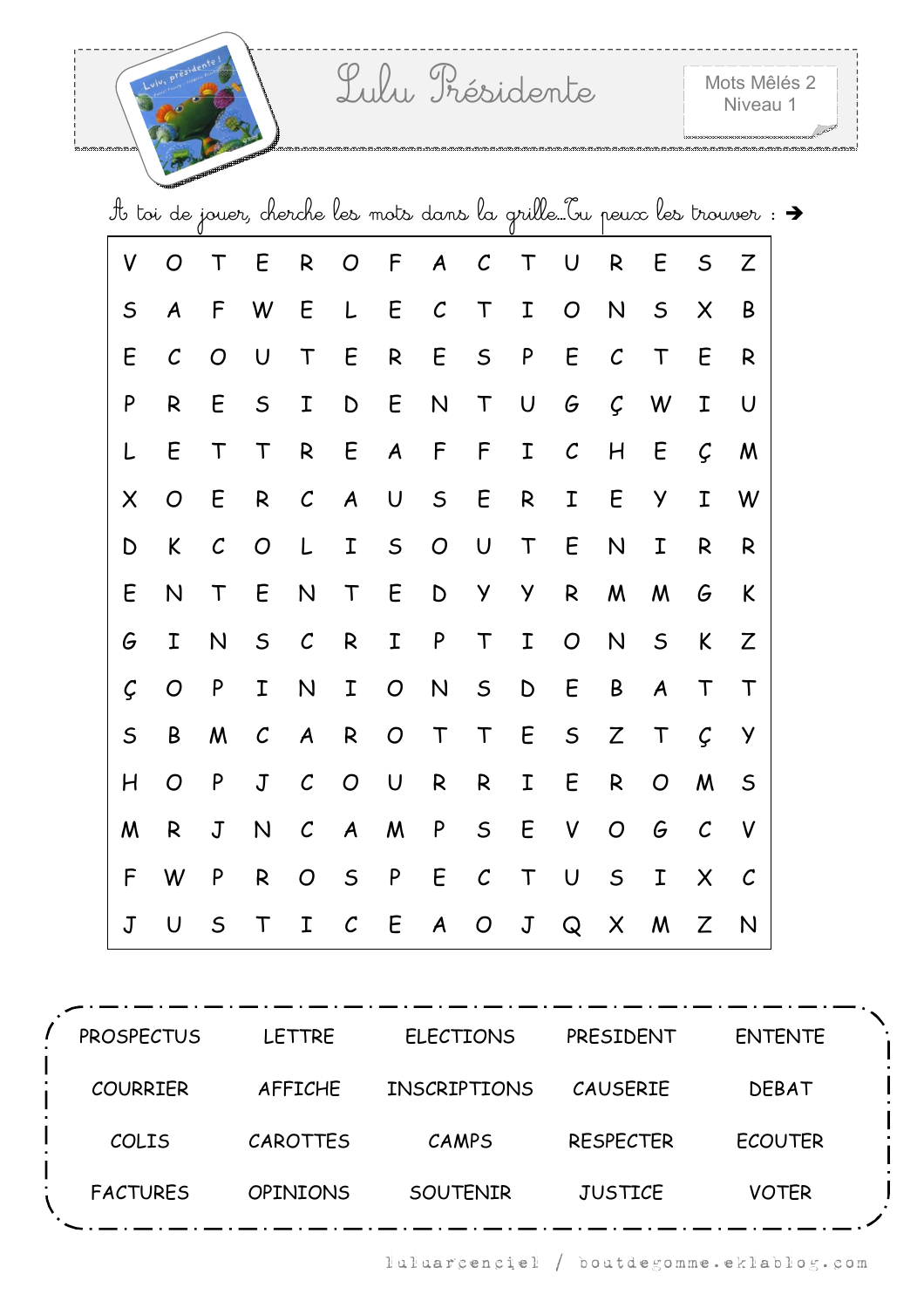# Lulu Présidente

Mots Mêlés 2
Niveau 1

A toi de jouer, cherche les mots dans la grille...Tu peux les trouver : ➔

| | | | | | | | | | | | | | | |
|---|---|---|---|---|---|---|---|---|---|---|---|---|---|---|
| V | O | T | E | R | O | F | A | C | T | U | R | E | S | Z |
| S | A | F | W | E | L | E | C | T | I | O | N | S | X | B |
| E | C | O | U | T | E | R | E | S | P | E | C | T | E | R |
| P | R | E | S | I | D | E | N | T | U | G | Ç | W | I | U |
| L | E | T | T | R | E | A | F | F | I | C | H | E | Ç | M |
| X | O | E | R | C | A | U | S | E | R | I | E | Y | I | W |
| D | K | C | O | L | I | S | O | U | T | E | N | I | R | R |
| E | N | T | E | N | T | E | D | Y | Y | R | M | M | G | K |
| G | I | N | S | C | R | I | P | T | I | O | N | S | K | Z |
| Ç | O | P | I | N | I | O | N | S | D | E | B | A | T | T |
| S | B | M | C | A | R | O | T | T | E | S | Z | T | Ç | Y |
| H | O | P | J | C | O | U | R | R | I | E | R | O | M | S |
| M | R | J | N | C | A | M | P | S | E | V | O | G | C | V |
| F | W | P | R | O | S | P | E | C | T | U | S | I | X | C |
| J | U | S | T | I | C | E | A | O | J | Q | X | M | Z | N |

| | | | | |
|---|---|---|---|---|
| PROSPECTUS | LETTRE | ELECTIONS | PRESIDENT | ENTENTE |
| COURRIER | AFFICHE | INSCRIPTIONS | CAUSERIE | DEBAT |
| COLIS | CAROTTES | CAMPS | RESPECTER | ECOUTER |
| FACTURES | OPINIONS | SOUTENIR | JUSTICE | VOTER |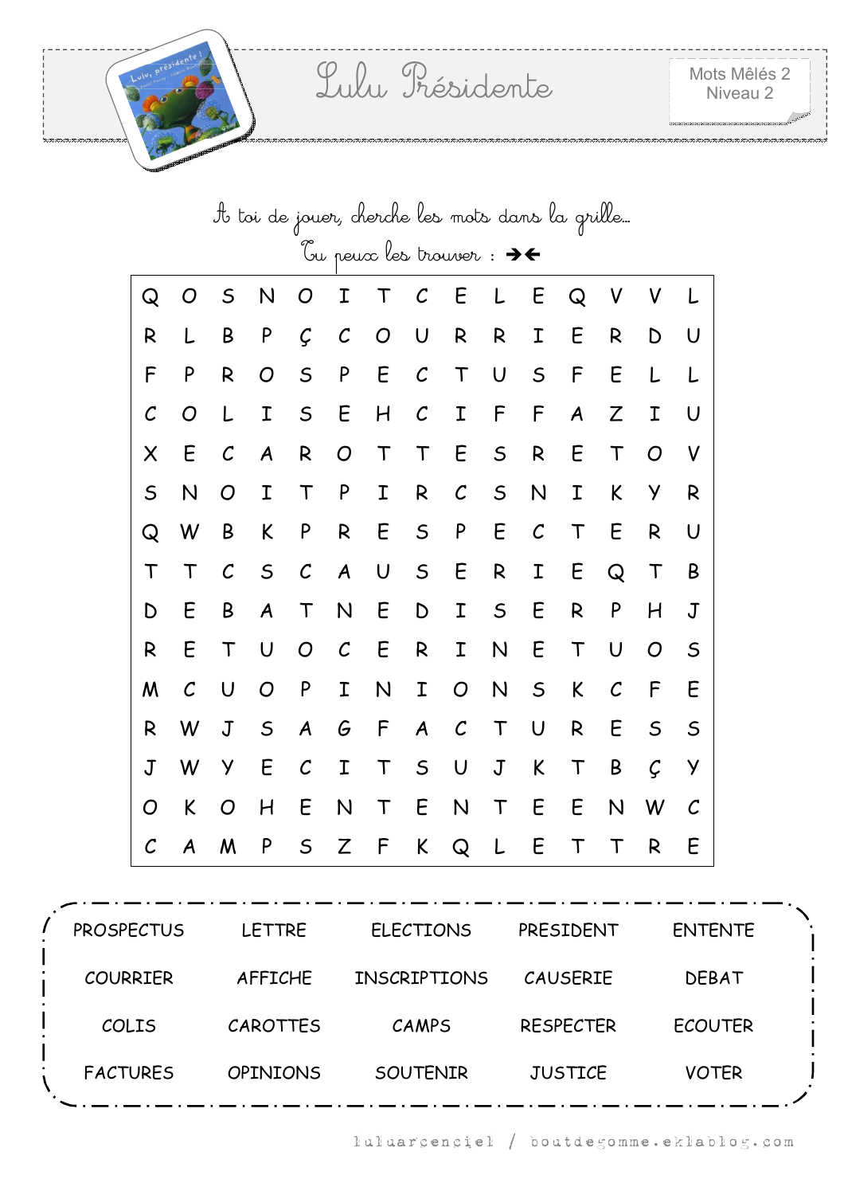# Lulu Présidente

Mots Mêlés 2
Niveau 2

A toi de jouer, cherche les mots dans la grille...
Tu peux les trouver : ➔➔

| | | | | | | | | | | | | | | |
|---|---|---|---|---|---|---|---|---|---|---|---|---|---|---|
| Q | O | S | N | O | I | T | C | E | L | E | Q | V | V | L |
| R | L | B | P | Ç | C | O | U | R | R | I | E | R | D | U |
| F | P | R | O | S | P | E | C | T | U | S | F | E | L | L |
| C | O | L | I | S | E | H | C | I | F | F | A | Z | I | U |
| X | E | C | A | R | O | T | T | E | S | R | E | T | O | V |
| S | N | O | I | T | P | I | R | C | S | N | I | K | Y | R |
| Q | W | B | K | P | R | E | S | P | E | C | T | E | R | U |
| T | T | C | S | C | A | U | S | E | R | I | E | Q | T | B |
| D | E | B | A | T | N | E | D | I | S | E | R | P | H | J |
| R | E | T | U | O | C | E | R | I | N | E | T | U | O | S |
| M | C | U | O | P | I | N | I | O | N | S | K | C | F | E |
| R | W | J | S | A | G | F | A | C | T | U | R | E | S | S |
| J | W | Y | E | C | I | T | S | U | J | K | T | B | Ç | Y |
| O | K | O | H | E | N | T | E | N | T | E | E | N | W | C |
| C | A | M | P | S | Z | F | K | Q | L | E | T | T | R | E |

| | | | | |
|---|---|---|---|---|
| PROSPECTUS | LETTRE | ELECTIONS | PRESIDENT | ENTENTE |
| COURRIER | AFFICHE | INSCRIPTIONS | CAUSERIE | DEBAT |
| COLIS | CAROTTES | CAMPS | RESPECTER | ECOUTER |
| FACTURES | OPINIONS | SOUTENIR | JUSTICE | VOTER |

luluarcenciel / boutdegomme.eklablog.com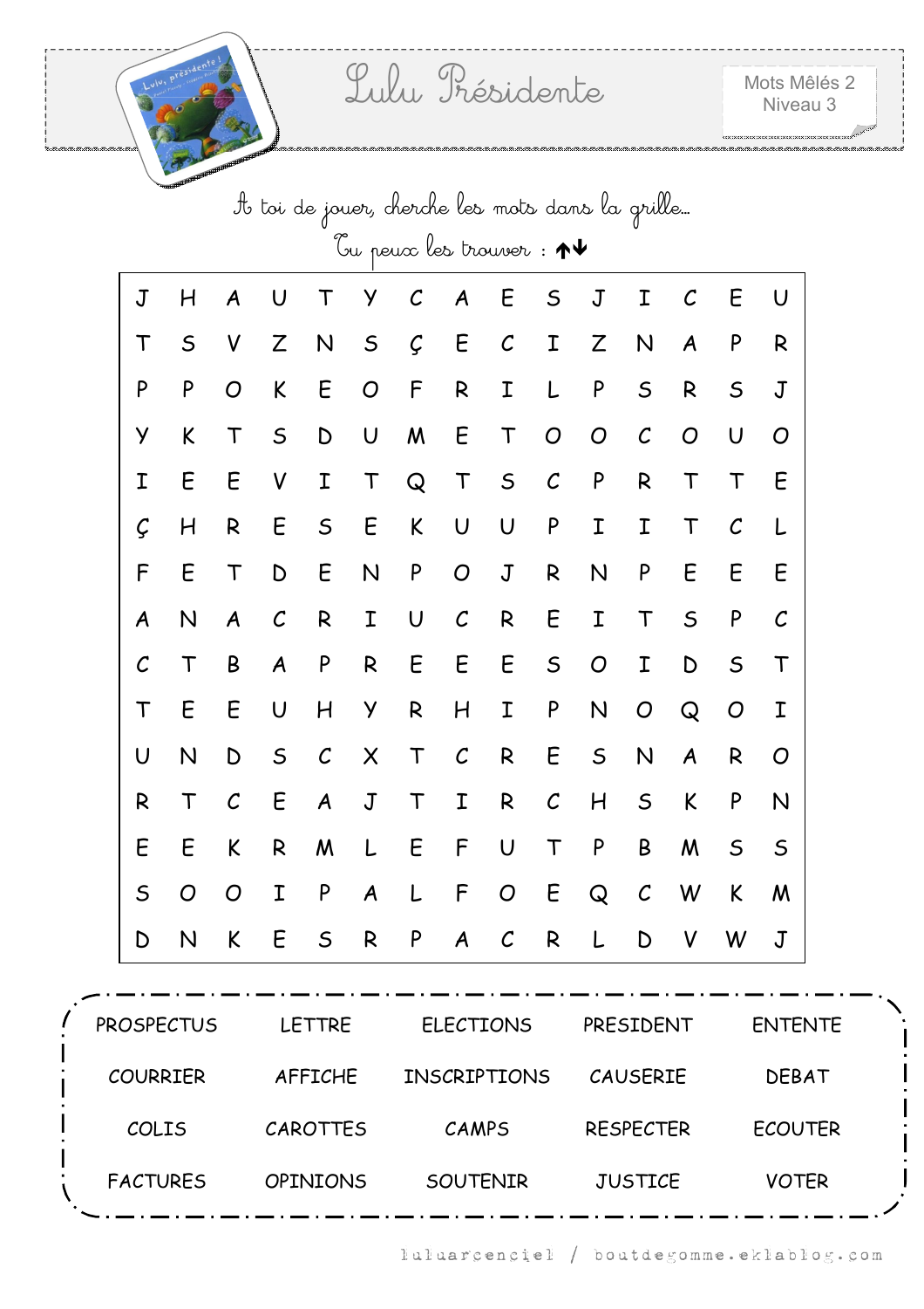# Lulu Présidente

Mots Mêlés 2
Niveau 3

A toi de jouer, cherche les mots dans la grille…
Tu peux les trouver : ↑↓

| | | | | | | | | | | | | | | |
|---|---|---|---|---|---|---|---|---|---|---|---|---|---|---|
| J | H | A | U | T | Y | C | A | E | S | J | I | C | E | U |
| T | S | V | Z | N | S | Ç | E | C | I | Z | N | A | P | R |
| P | P | O | K | E | O | F | R | I | L | P | S | R | S | J |
| Y | K | T | S | D | U | M | E | T | O | O | C | O | U | O |
| I | E | E | V | I | T | Q | T | S | C | P | R | T | T | E |
| Ç | H | R | E | S | E | K | U | U | P | I | I | T | C | L |
| F | E | T | D | E | N | P | O | J | R | N | P | E | E | E |
| A | N | A | C | R | I | U | C | R | E | I | T | S | P | C |
| C | T | B | A | P | R | E | E | E | S | O | I | D | S | T |
| T | E | E | U | H | Y | R | H | I | P | N | O | Q | O | I |
| U | N | D | S | C | X | T | C | R | E | S | N | A | R | O |
| R | T | C | E | A | J | T | I | R | C | H | S | K | P | N |
| E | E | K | R | M | L | E | F | U | T | P | B | M | S | S |
| S | O | O | I | P | A | L | F | O | E | Q | C | W | K | M |
| D | N | K | E | S | R | P | A | C | R | L | D | V | W | J |

| | | | | |
|---|---|---|---|---|
| PROSPECTUS | LETTRE | ELECTIONS | PRESIDENT | ENTENTE |
| COURRIER | AFFICHE | INSCRIPTIONS | CAUSERIE | DEBAT |
| COLIS | CAROTTES | CAMPS | RESPECTER | ECOUTER |
| FACTURES | OPINIONS | SOUTENIR | JUSTICE | VOTER |

luluarcenciel / boutdegomme.eklablog.com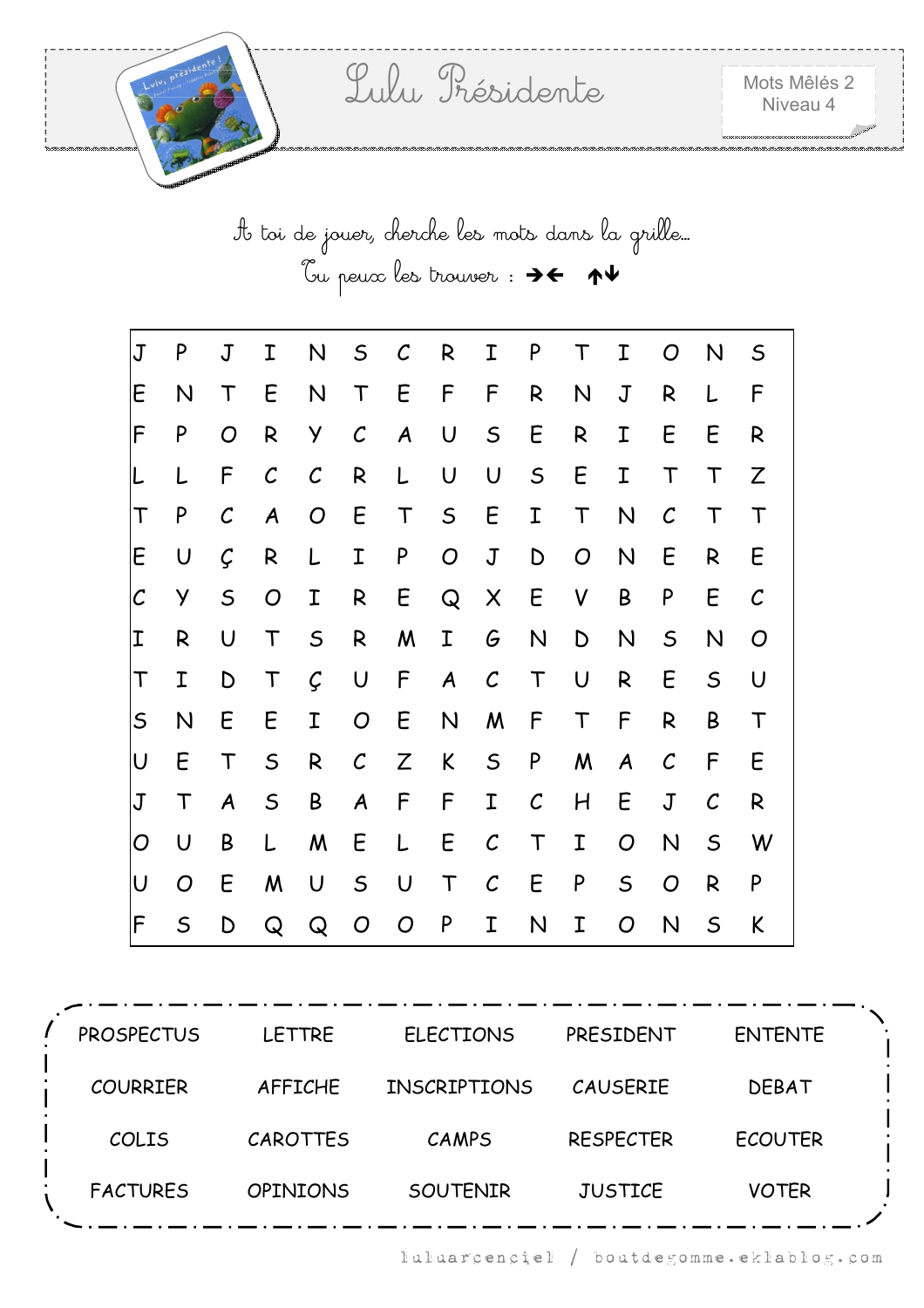# Lulu Présidente

Mots Mêlés 2
Niveau 4

A toi de jouer, cherche les mots dans la grille…

Tu peux les trouver : →← ↑↓

| | | | | | | | | | | | | | | |
|---|---|---|---|---|---|---|---|---|---|---|---|---|---|---|
| J | P | J | I | N | S | C | R | I | P | T | I | O | N | S |
| E | N | T | E | N | T | E | F | F | R | N | J | R | L | F |
| F | P | O | R | Y | C | A | U | S | E | R | I | E | E | R |
| L | L | F | C | C | R | L | U | U | S | E | I | T | T | Z |
| T | P | C | A | O | E | T | S | E | I | T | N | C | T | T |
| E | U | Ç | R | L | I | P | O | J | D | O | N | E | R | E |
| C | Y | S | O | I | R | E | Q | X | E | V | B | P | E | C |
| I | R | U | T | S | R | M | I | G | N | D | N | S | N | O |
| T | I | D | T | Ç | U | F | A | C | T | U | R | E | S | U |
| S | N | E | E | I | O | E | N | M | F | T | F | R | B | T |
| U | E | T | S | R | C | Z | K | S | P | M | A | C | F | E |
| J | T | A | S | B | A | F | F | I | C | H | E | J | C | R |
| O | U | B | L | M | E | L | E | C | T | I | O | N | S | W |
| U | O | E | M | U | S | U | T | C | E | P | S | O | R | P |
| F | S | D | Q | Q | O | O | P | I | N | I | O | N | S | K |

| | | | | |
|---|---|---|---|---|
| PROSPECTUS | LETTRE | ELECTIONS | PRESIDENT | ENTENTE |
| COURRIER | AFFICHE | INSCRIPTIONS | CAUSERIE | DEBAT |
| COLIS | CAROTTES | CAMPS | RESPECTER | ECOUTER |
| FACTURES | OPINIONS | SOUTENIR | JUSTICE | VOTER |

luluarcenciel / boutdegomme.eklablog.com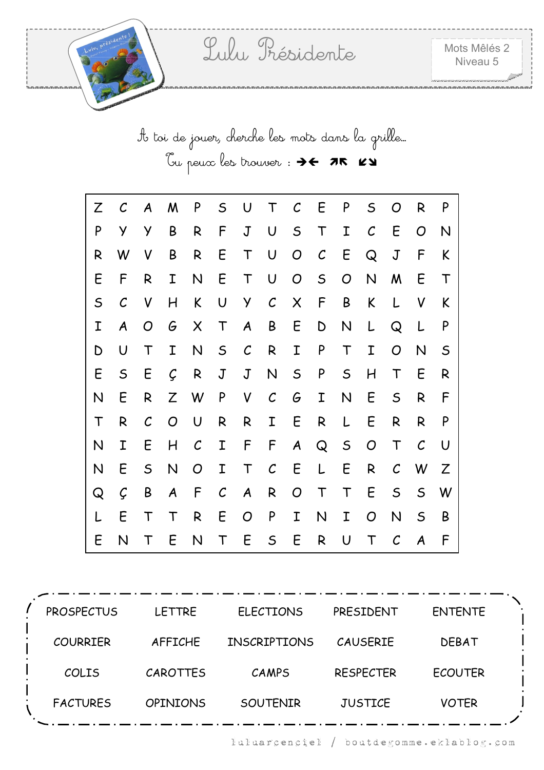# Lulu Présidente

Mots Mêlés 2
Niveau 5

À toi de jouer, cherche les mots dans la grille...
Tu peux les trouver : ➔← ↗↖ ↙↘

| | | | | | | | | | | | | | | |
|---|---|---|---|---|---|---|---|---|---|---|---|---|---|---|
| Z | C | A | M | P | S | U | T | C | E | P | S | O | R | P |
| P | Y | Y | B | R | F | J | U | S | T | I | C | E | O | N |
| R | W | V | B | R | E | T | U | O | C | E | Q | J | F | K |
| E | F | R | I | N | E | T | U | O | S | O | N | M | E | T |
| S | C | V | H | K | U | Y | C | X | F | B | K | L | V | K |
| I | A | O | G | X | T | A | B | E | D | N | L | Q | L | P |
| D | U | T | I | N | S | C | R | I | P | T | I | O | N | S |
| E | S | E | Ç | R | J | J | N | S | P | S | H | T | E | R |
| N | E | R | Z | W | P | V | C | G | I | N | E | S | R | F |
| T | R | C | O | U | R | R | I | E | R | L | E | R | R | P |
| N | I | E | H | C | I | F | F | A | Q | S | O | T | C | U |
| N | E | S | N | O | I | T | C | E | L | E | R | C | W | Z |
| Q | Ç | B | A | F | C | A | R | O | T | T | E | S | S | W |
| L | E | T | T | R | E | O | P | I | N | I | O | N | S | B |
| E | N | T | E | N | T | E | S | E | R | U | T | C | A | F |

| | | | | |
|---|---|---|---|---|
| PROSPECTUS | LETTRE | ELECTIONS | PRESIDENT | ENTENTE |
| COURRIER | AFFICHE | INSCRIPTIONS | CAUSERIE | DEBAT |
| COLIS | CAROTTES | CAMPS | RESPECTER | ECOUTER |
| FACTURES | OPINIONS | SOUTENIR | JUSTICE | VOTER |

luluarcenciel / boutdegomme.eklablog.com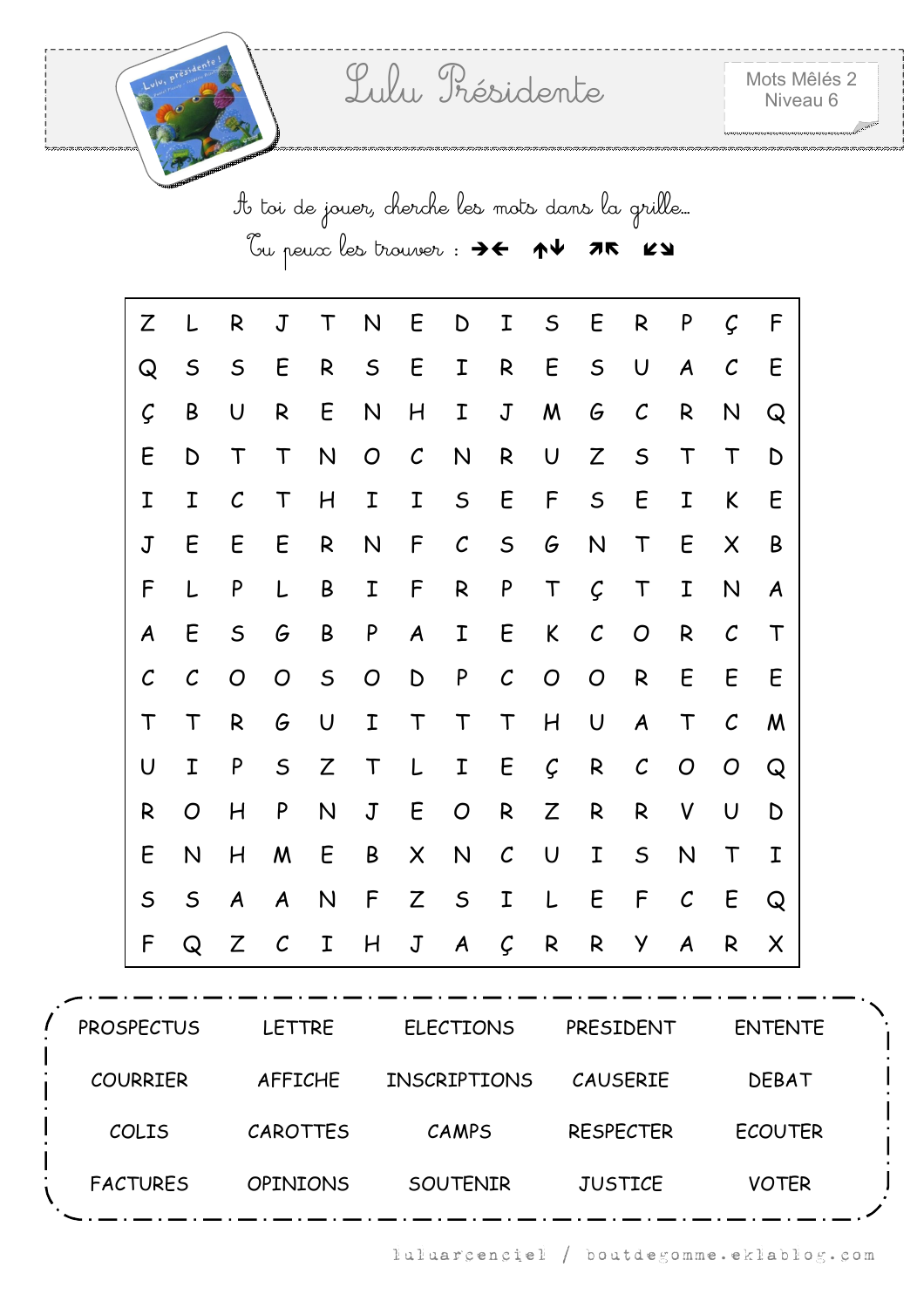# Lulu Présidente

Mots Mêlés 2
Niveau 6

À toi de jouer, cherche les mots dans la grille...

Tu peux les trouver : →← ↑↓ ↗↖ ↙↘

| | | | | | | | | | | | | | | |
|---|---|---|---|---|---|---|---|---|---|---|---|---|---|---|
| Z | L | R | J | T | N | E | D | I | S | E | R | P | Ç | F |
| Q | S | S | E | R | S | E | I | R | E | S | U | A | C | E |
| Ç | B | U | R | E | N | H | I | J | M | G | C | R | N | Q |
| E | D | T | T | N | O | C | N | R | U | Z | S | T | T | D |
| I | I | C | T | H | I | I | S | E | F | S | E | I | K | E |
| J | E | E | E | R | N | F | C | S | G | N | T | E | X | B |
| F | L | P | L | B | I | F | R | P | T | Ç | T | I | N | A |
| A | E | S | G | B | P | A | I | E | K | C | O | R | C | T |
| C | C | O | O | S | O | D | P | C | O | O | R | E | E | E |
| T | T | R | G | U | I | T | T | T | H | U | A | T | C | M |
| U | I | P | S | Z | T | L | I | E | Ç | R | C | O | O | Q |
| R | O | H | P | N | J | E | O | R | Z | R | R | V | U | D |
| E | N | H | M | E | B | X | N | C | U | I | S | N | T | I |
| S | S | A | A | N | F | Z | S | I | L | E | F | C | E | Q |
| F | Q | Z | C | I | H | J | A | Ç | R | R | Y | A | R | X |

| | | | | |
|---|---|---|---|---|
| PROSPECTUS | LETTRE | ELECTIONS | PRESIDENT | ENTENTE |
| COURRIER | AFFICHE | INSCRIPTIONS | CAUSERIE | DEBAT |
| COLIS | CAROTTES | CAMPS | RESPECTER | ECOUTER |
| FACTURES | OPINIONS | SOUTENIR | JUSTICE | VOTER |

luluarcenciel / boutdegomme.eklablog.com